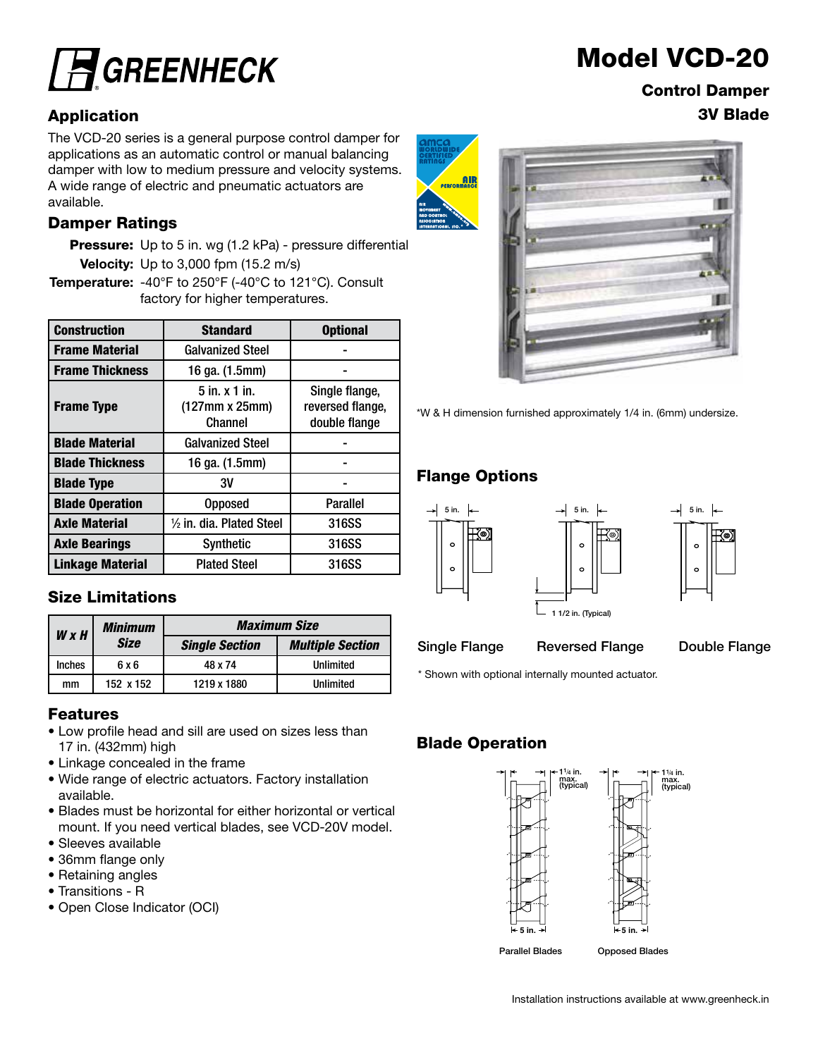# Model VCD-20

## Control Damper
## 3V Blade

GREENHECK

## Application

The VCD-20 series is a general purpose control damper for applications as an automatic control or manual balancing damper with low to medium pressure and velocity systems. A wide range of electric and pneumatic actuators are available.

## Damper Ratings

**Pressure:** Up to 5 in. wg (1.2 kPa) - pressure differential

**Velocity:** Up to 3,000 fpm (15.2 m/s)

**Temperature:** -40°F to 250°F (-40°C to 121°C). Consult factory for higher temperatures.

| Construction | Standard | Optional |
|---|---|---|
| **Frame Material** | Galvanized Steel | - |
| **Frame Thickness** | 16 ga. (1.5mm) | - |
| **Frame Type** | 5 in. x 1 in. (127mm x 25mm) Channel | Single flange, reversed flange, double flange |
| **Blade Material** | Galvanized Steel | - |
| **Blade Thickness** | 16 ga. (1.5mm) | - |
| **Blade Type** | 3V | - |
| **Blade Operation** | Opposed | Parallel |
| **Axle Material** | ½ in. dia. Plated Steel | 316SS |
| **Axle Bearings** | Synthetic | 316SS |
| **Linkage Material** | Plated Steel | 316SS |

*W & H dimension furnished approximately 1/4 in. (6mm) undersize.

## Size Limitations

| W x H | Minimum Size | Maximum Size | |
|---|---|---|---|
| | | Single Section | Multiple Section |
| Inches | 6 x 6 | 48 x 74 | Unlimited |
| mm | 152 x 152 | 1219 x 1880 | Unlimited |

## Features

- Low profile head and sill are used on sizes less than 17 in. (432mm) high
- Linkage concealed in the frame
- Wide range of electric actuators. Factory installation available.
- Blades must be horizontal for either horizontal or vertical mount. If you need vertical blades, see VCD-20V model.
- Sleeves available
- 36mm flange only
- Retaining angles
- Transitions - R
- Open Close Indicator (OCI)

## Flange Options

5 in. | 5 in. | 5 in.

1 1/2 in. (Typical)

Single Flange    Reversed Flange    Double Flange

\* Shown with optional internally mounted actuator.

## Blade Operation

1¼ in. max. (typical) | 1¼ in. max. (typical)

5 in. | 5 in.

Parallel Blades    Opposed Blades

Installation instructions available at www.greenheck.in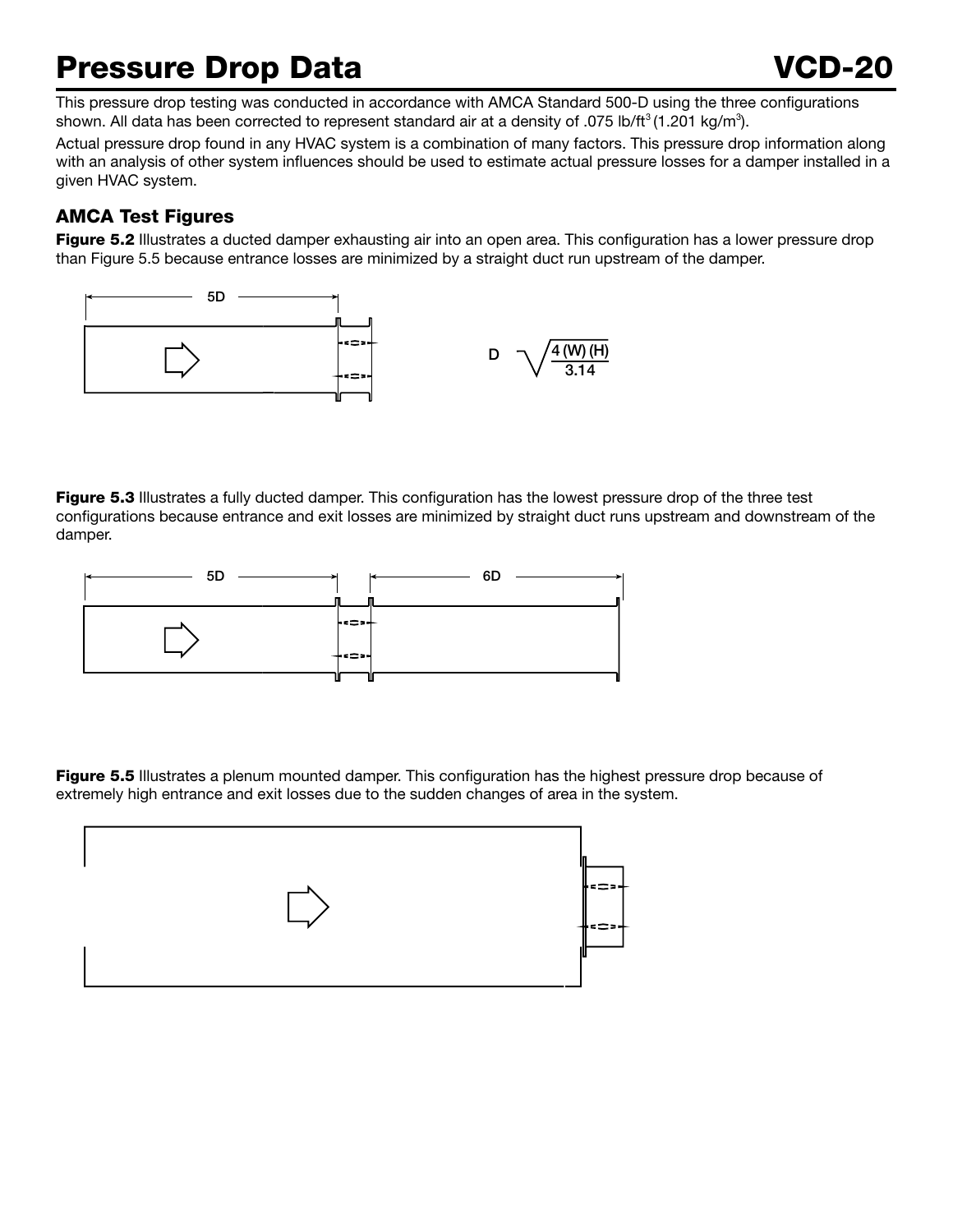# Pressure Drop Data

This pressure drop testing was conducted in accordance with AMCA Standard 500-D using the three configurations shown. All data has been corrected to represent standard air at a density of .075 lb/ft$^3$ (1.201 kg/m$^3$).

Actual pressure drop found in any HVAC system is a combination of many factors. This pressure drop information along with an analysis of other system influences should be used to estimate actual pressure losses for a damper installed in a given HVAC system.

## AMCA Test Figures

**Figure 5.2** Illustrates a ducted damper exhausting air into an open area. This configuration has a lower pressure drop than Figure 5.5 because entrance losses are minimized by a straight duct run upstream of the damper.

5D

$$D = \sqrt{\frac{4 (W) (H)}{3.14}}$$

**Figure 5.3** Illustrates a fully ducted damper. This configuration has the lowest pressure drop of the three test configurations because entrance and exit losses are minimized by straight duct runs upstream and downstream of the damper.

5D 6D

**Figure 5.5** Illustrates a plenum mounted damper. This configuration has the highest pressure drop because of extremely high entrance and exit losses due to the sudden changes of area in the system.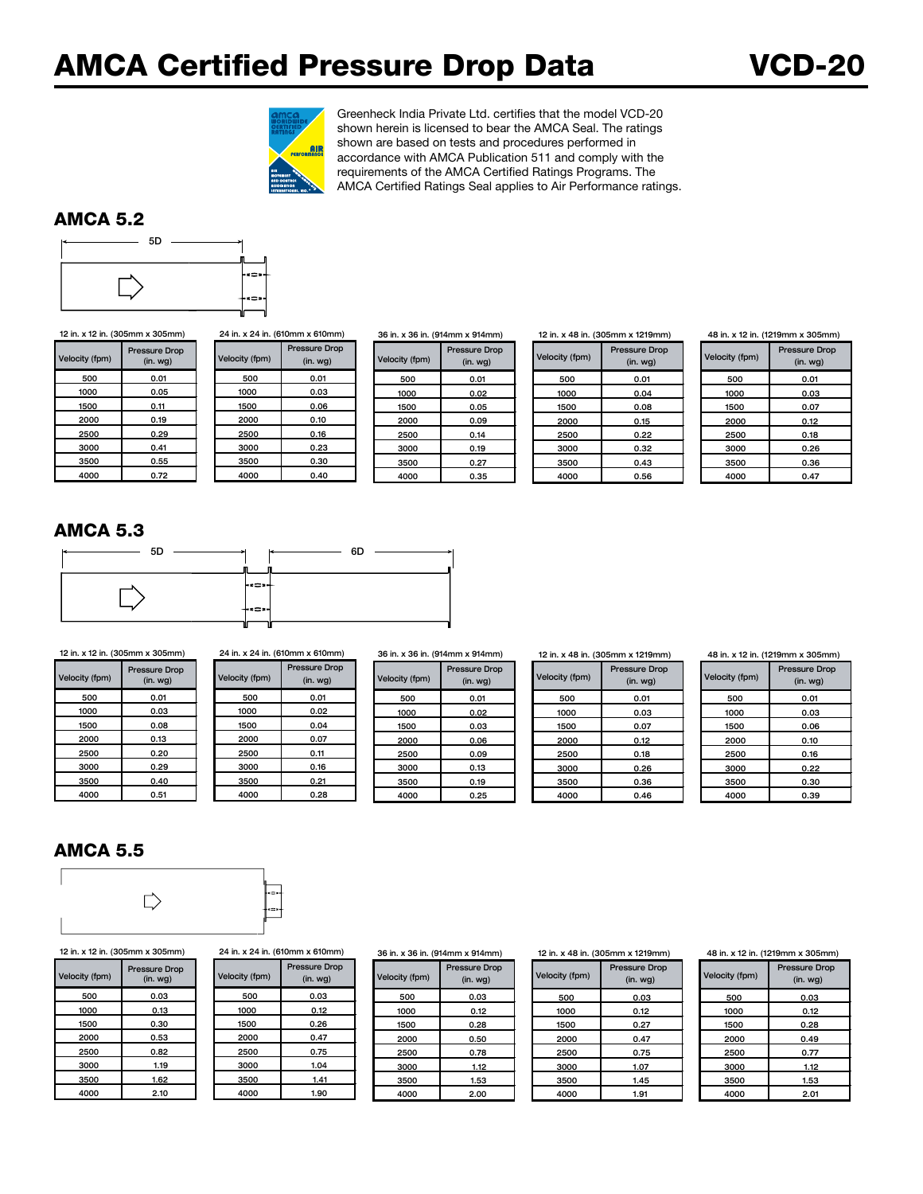# AMCA Certified Pressure Drop Data

# VCD-20

Greenheck India Private Ltd. certifies that the model VCD-20 shown herein is licensed to bear the AMCA Seal. The ratings shown are based on tests and procedures performed in accordance with AMCA Publication 511 and comply with the requirements of the AMCA Certified Ratings Programs. The AMCA Certified Ratings Seal applies to Air Performance ratings.

## AMCA 5.2

5D

12 in. x 12 in. (305mm x 305mm)

| Velocity (fpm) | Pressure Drop (in. wg) |
|---|---|
| 500 | 0.01 |
| 1000 | 0.05 |
| 1500 | 0.11 |
| 2000 | 0.19 |
| 2500 | 0.29 |
| 3000 | 0.41 |
| 3500 | 0.55 |
| 4000 | 0.72 |

24 in. x 24 in. (610mm x 610mm)

| Velocity (fpm) | Pressure Drop (in. wg) |
|---|---|
| 500 | 0.01 |
| 1000 | 0.03 |
| 1500 | 0.06 |
| 2000 | 0.10 |
| 2500 | 0.16 |
| 3000 | 0.23 |
| 3500 | 0.30 |
| 4000 | 0.40 |

36 in. x 36 in. (914mm x 914mm)

| Velocity (fpm) | Pressure Drop (in. wg) |
|---|---|
| 500 | 0.01 |
| 1000 | 0.02 |
| 1500 | 0.05 |
| 2000 | 0.09 |
| 2500 | 0.14 |
| 3000 | 0.19 |
| 3500 | 0.27 |
| 4000 | 0.35 |

12 in. x 48 in. (305mm x 1219mm)

| Velocity (fpm) | Pressure Drop (in. wg) |
|---|---|
| 500 | 0.01 |
| 1000 | 0.04 |
| 1500 | 0.08 |
| 2000 | 0.15 |
| 2500 | 0.22 |
| 3000 | 0.32 |
| 3500 | 0.43 |
| 4000 | 0.56 |

48 in. x 12 in. (1219mm x 305mm)

| Velocity (fpm) | Pressure Drop (in. wg) |
|---|---|
| 500 | 0.01 |
| 1000 | 0.03 |
| 1500 | 0.07 |
| 2000 | 0.12 |
| 2500 | 0.18 |
| 3000 | 0.26 |
| 3500 | 0.36 |
| 4000 | 0.47 |

## AMCA 5.3

5D 6D

12 in. x 12 in. (305mm x 305mm)

| Velocity (fpm) | Pressure Drop (in. wg) |
|---|---|
| 500 | 0.01 |
| 1000 | 0.03 |
| 1500 | 0.08 |
| 2000 | 0.13 |
| 2500 | 0.20 |
| 3000 | 0.29 |
| 3500 | 0.40 |
| 4000 | 0.51 |

24 in. x 24 in. (610mm x 610mm)

| Velocity (fpm) | Pressure Drop (in. wg) |
|---|---|
| 500 | 0.01 |
| 1000 | 0.02 |
| 1500 | 0.04 |
| 2000 | 0.07 |
| 2500 | 0.11 |
| 3000 | 0.16 |
| 3500 | 0.21 |
| 4000 | 0.28 |

36 in. x 36 in. (914mm x 914mm)

| Velocity (fpm) | Pressure Drop (in. wg) |
|---|---|
| 500 | 0.01 |
| 1000 | 0.02 |
| 1500 | 0.03 |
| 2000 | 0.06 |
| 2500 | 0.09 |
| 3000 | 0.13 |
| 3500 | 0.19 |
| 4000 | 0.25 |

12 in. x 48 in. (305mm x 1219mm)

| Velocity (fpm) | Pressure Drop (in. wg) |
|---|---|
| 500 | 0.01 |
| 1000 | 0.03 |
| 1500 | 0.07 |
| 2000 | 0.12 |
| 2500 | 0.18 |
| 3000 | 0.26 |
| 3500 | 0.36 |
| 4000 | 0.46 |

48 in. x 12 in. (1219mm x 305mm)

| Velocity (fpm) | Pressure Drop (in. wg) |
|---|---|
| 500 | 0.01 |
| 1000 | 0.03 |
| 1500 | 0.06 |
| 2000 | 0.10 |
| 2500 | 0.16 |
| 3000 | 0.22 |
| 3500 | 0.30 |
| 4000 | 0.39 |

## AMCA 5.5

12 in. x 12 in. (305mm x 305mm)

| Velocity (fpm) | Pressure Drop (in. wg) |
|---|---|
| 500 | 0.03 |
| 1000 | 0.13 |
| 1500 | 0.30 |
| 2000 | 0.53 |
| 2500 | 0.82 |
| 3000 | 1.19 |
| 3500 | 1.62 |
| 4000 | 2.10 |

24 in. x 24 in. (610mm x 610mm)

| Velocity (fpm) | Pressure Drop (in. wg) |
|---|---|
| 500 | 0.03 |
| 1000 | 0.12 |
| 1500 | 0.26 |
| 2000 | 0.47 |
| 2500 | 0.75 |
| 3000 | 1.04 |
| 3500 | 1.41 |
| 4000 | 1.90 |

36 in. x 36 in. (914mm x 914mm)

| Velocity (fpm) | Pressure Drop (in. wg) |
|---|---|
| 500 | 0.03 |
| 1000 | 0.12 |
| 1500 | 0.28 |
| 2000 | 0.50 |
| 2500 | 0.78 |
| 3000 | 1.12 |
| 3500 | 1.53 |
| 4000 | 2.00 |

12 in. x 48 in. (305mm x 1219mm)

| Velocity (fpm) | Pressure Drop (in. wg) |
|---|---|
| 500 | 0.03 |
| 1000 | 0.12 |
| 1500 | 0.27 |
| 2000 | 0.47 |
| 2500 | 0.75 |
| 3000 | 1.07 |
| 3500 | 1.45 |
| 4000 | 1.91 |

48 in. x 12 in. (1219mm x 305mm)

| Velocity (fpm) | Pressure Drop (in. wg) |
|---|---|
| 500 | 0.03 |
| 1000 | 0.12 |
| 1500 | 0.28 |
| 2000 | 0.49 |
| 2500 | 0.77 |
| 3000 | 1.12 |
| 3500 | 1.53 |
| 4000 | 2.01 |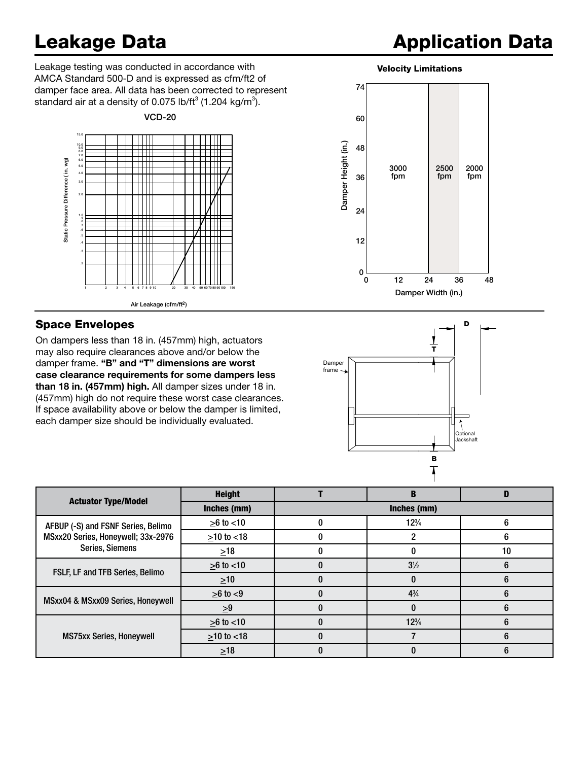# Leakage Data

Leakage testing was conducted in accordance with AMCA Standard 500-D and is expressed as cfm/ft2 of damper face area. All data has been corrected to represent standard air at a density of 0.075 lb/ft$^3$ (1.204 kg/m$^3$).

VCD-20

# Application Data

**Velocity Limitations**

## Space Envelopes

On dampers less than 18 in. (457mm) high, actuators may also require clearances above and/or below the damper frame. **"B" and "T" dimensions are worst case clearance requirements for some dampers less than 18 in. (457mm) high.** All damper sizes under 18 in. (457mm) high do not require these worst case clearances. If space availability above or below the damper is limited, each damper size should be individually evaluated.

| Actuator Type/Model | Height | T | B | D |
|---|---|---|---|---|
| | Inches (mm) | Inches (mm) | | |
| AFBUP (-S) and FSNF Series, Belimo MSxx20 Series, Honeywell; 33x-2976 Series, Siemens | ≥6 to <10 | 0 | 12¾ | 6 |
| | ≥10 to <18 | 0 | 2 | 6 |
| | ≥18 | 0 | 0 | 10 |
| FSLF, LF and TFB Series, Belimo | ≥6 to <10 | 0 | 3½ | 6 |
| | ≥10 | 0 | 0 | 6 |
| MSxx04 & MSxx09 Series, Honeywell | ≥6 to <9 | 0 | 4¾ | 6 |
| | ≥9 | 0 | 0 | 6 |
| MS75xx Series, Honeywell | ≥6 to <10 | 0 | 12¾ | 6 |
| | ≥10 to <18 | 0 | 7 | 6 |
| | ≥18 | 0 | 0 | 6 |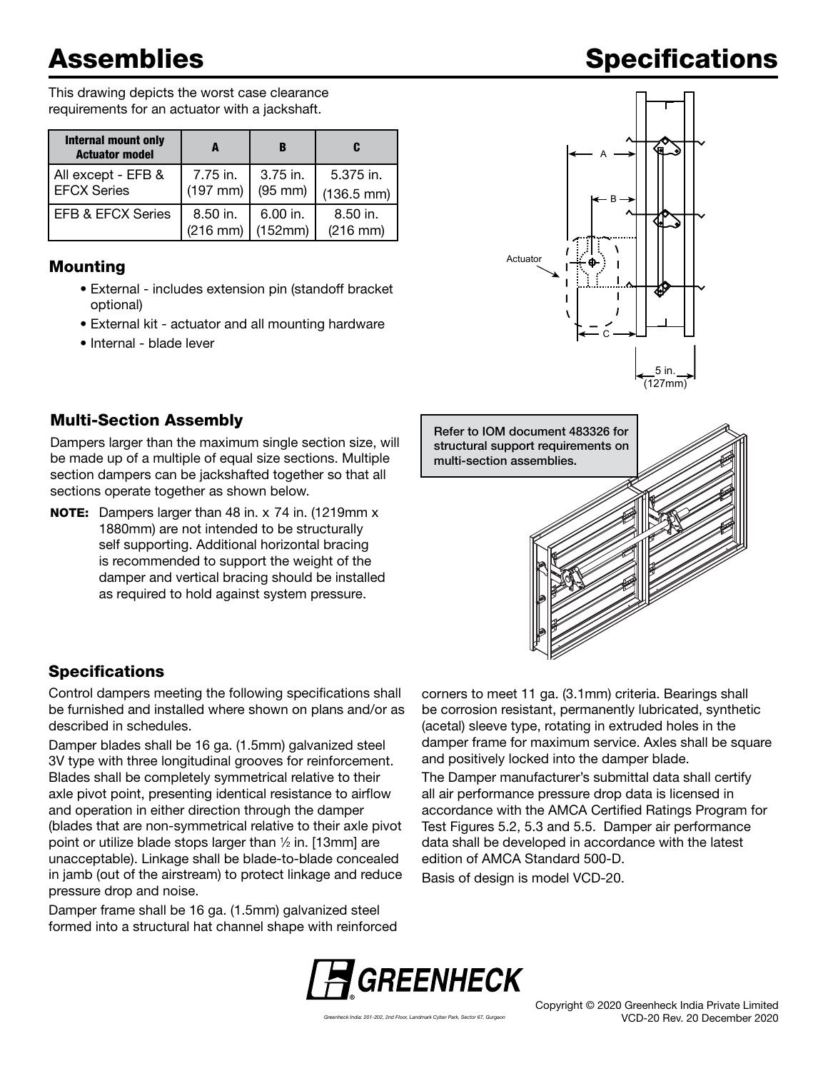# Assemblies

# Specifications

This drawing depicts the worst case clearance requirements for an actuator with a jackshaft.

| Internal mount only Actuator model | A | B | C |
|---|---|---|---|
| All except - EFB & EFCX Series | 7.75 in. (197 mm) | 3.75 in. (95 mm) | 5.375 in. (136.5 mm) |
| EFB & EFCX Series | 8.50 in. (216 mm) | 6.00 in. (152mm) | 8.50 in. (216 mm) |

A

B

Actuator

C

5 in. (127mm)

### Mounting

- External - includes extension pin (standoff bracket optional)
- External kit - actuator and all mounting hardware
- Internal - blade lever

### Multi-Section Assembly

Dampers larger than the maximum single section size, will be made up of a multiple of equal size sections. Multiple section dampers can be jackshafted together so that all sections operate together as shown below.

**NOTE:** Dampers larger than 48 in. x 74 in. (1219mm x 1880mm) are not intended to be structurally self supporting. Additional horizontal bracing is recommended to support the weight of the damper and vertical bracing should be installed as required to hold against system pressure.

Refer to IOM document 483326 for structural support requirements on multi-section assemblies.

### Specifications

Control dampers meeting the following specifications shall be furnished and installed where shown on plans and/or as described in schedules.

Damper blades shall be 16 ga. (1.5mm) galvanized steel 3V type with three longitudinal grooves for reinforcement. Blades shall be completely symmetrical relative to their axle pivot point, presenting identical resistance to airflow and operation in either direction through the damper (blades that are non-symmetrical relative to their axle pivot point or utilize blade stops larger than ½ in. [13mm] are unacceptable). Linkage shall be blade-to-blade concealed in jamb (out of the airstream) to protect linkage and reduce pressure drop and noise.

Damper frame shall be 16 ga. (1.5mm) galvanized steel formed into a structural hat channel shape with reinforced corners to meet 11 ga. (3.1mm) criteria. Bearings shall be corrosion resistant, permanently lubricated, synthetic (acetal) sleeve type, rotating in extruded holes in the damper frame for maximum service. Axles shall be square and positively locked into the damper blade.

The Damper manufacturer's submittal data shall certify all air performance pressure drop data is licensed in accordance with the AMCA Certified Ratings Program for Test Figures 5.2, 5.3 and 5.5. Damper air performance data shall be developed in accordance with the latest edition of AMCA Standard 500-D.

Basis of design is model VCD-20.

GREENHECK

Greenheck India: 201-202, 2nd Floor, Landmark Cyber Park, Sector 67, Gurgaon

Copyright © 2020 Greenheck India Private Limited
VCD-20 Rev. 20 December 2020